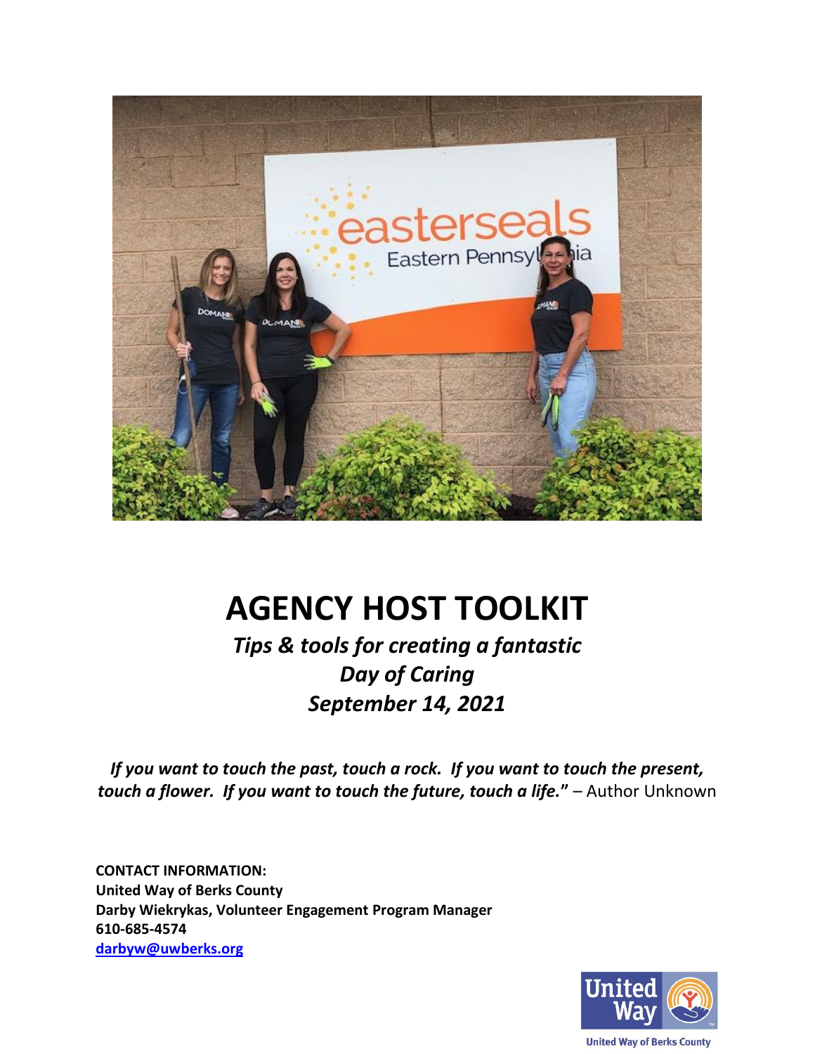# AGENCY HOST TOOLKIT

***Tips & tools for creating a fantastic Day of Caring September 14, 2021***

***If you want to touch the past, touch a rock. If you want to touch the present, touch a flower. If you want to touch the future, touch a life."*** – Author Unknown

**CONTACT INFORMATION:**
**United Way of Berks County**
**Darby Wiekrykas, Volunteer Engagement Program Manager**
**610-685-4574**
**darbyw@uwberks.org**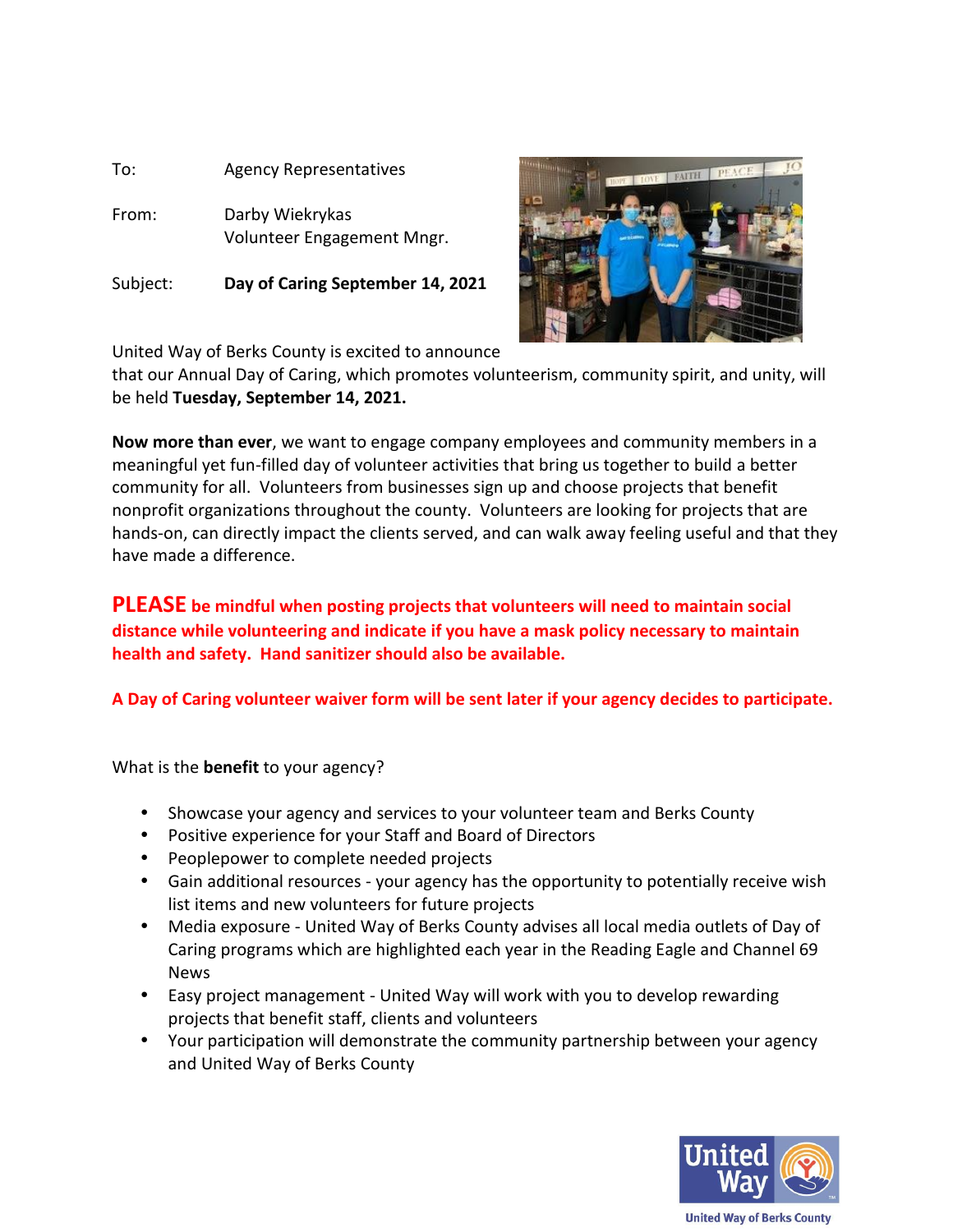To: Agency Representatives

From: Darby Wiekrykas
Volunteer Engagement Mngr.

Subject: **Day of Caring September 14, 2021**

United Way of Berks County is excited to announce that our Annual Day of Caring, which promotes volunteerism, community spirit, and unity, will be held **Tuesday, September 14, 2021.**

**Now more than ever**, we want to engage company employees and community members in a meaningful yet fun-filled day of volunteer activities that bring us together to build a better community for all. Volunteers from businesses sign up and choose projects that benefit nonprofit organizations throughout the county. Volunteers are looking for projects that are hands-on, can directly impact the clients served, and can walk away feeling useful and that they have made a difference.

**PLEASE be mindful when posting projects that volunteers will need to maintain social distance while volunteering and indicate if you have a mask policy necessary to maintain health and safety. Hand sanitizer should also be available.**

**A Day of Caring volunteer waiver form will be sent later if your agency decides to participate.**

What is the **benefit** to your agency?

- Showcase your agency and services to your volunteer team and Berks County
- Positive experience for your Staff and Board of Directors
- Peoplepower to complete needed projects
- Gain additional resources - your agency has the opportunity to potentially receive wish list items and new volunteers for future projects
- Media exposure - United Way of Berks County advises all local media outlets of Day of Caring programs which are highlighted each year in the Reading Eagle and Channel 69 News
- Easy project management - United Way will work with you to develop rewarding projects that benefit staff, clients and volunteers
- Your participation will demonstrate the community partnership between your agency and United Way of Berks County

United Way of Berks County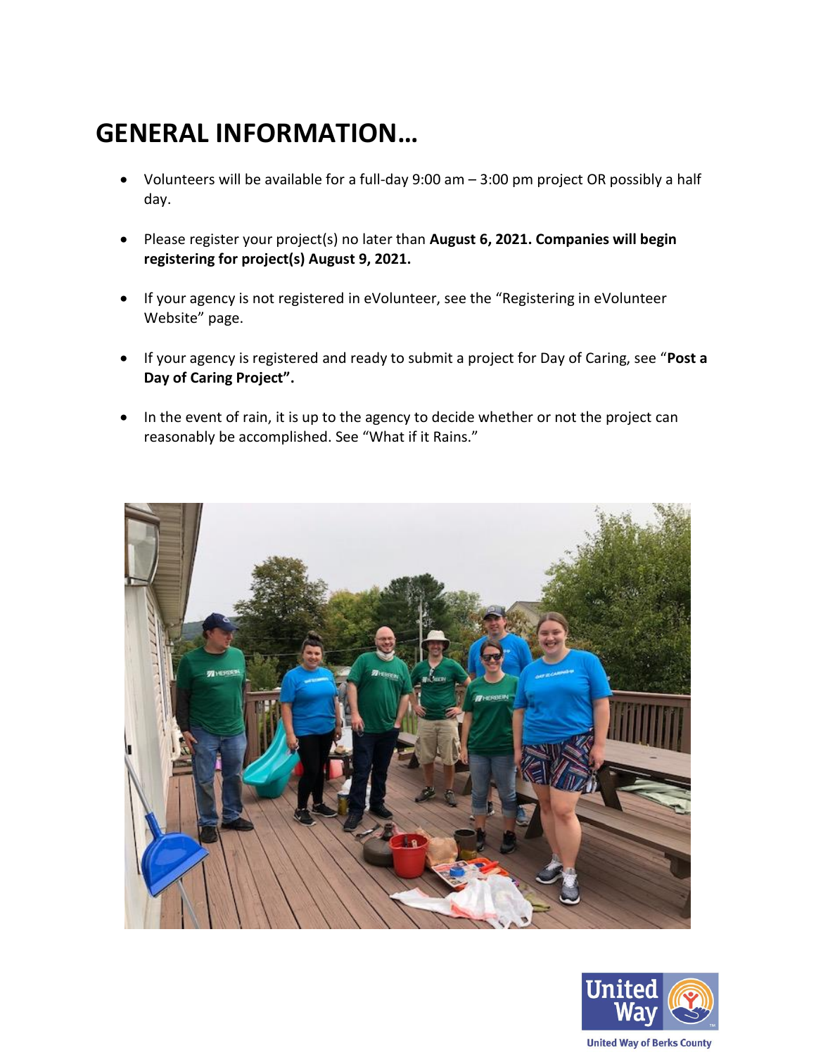# GENERAL INFORMATION…

- Volunteers will be available for a full-day 9:00 am – 3:00 pm project OR possibly a half day.
- Please register your project(s) no later than **August 6, 2021. Companies will begin registering for project(s) August 9, 2021.**
- If your agency is not registered in eVolunteer, see the "Registering in eVolunteer Website" page.
- If your agency is registered and ready to submit a project for Day of Caring, see "**Post a Day of Caring Project".**
- In the event of rain, it is up to the agency to decide whether or not the project can reasonably be accomplished. See "What if it Rains."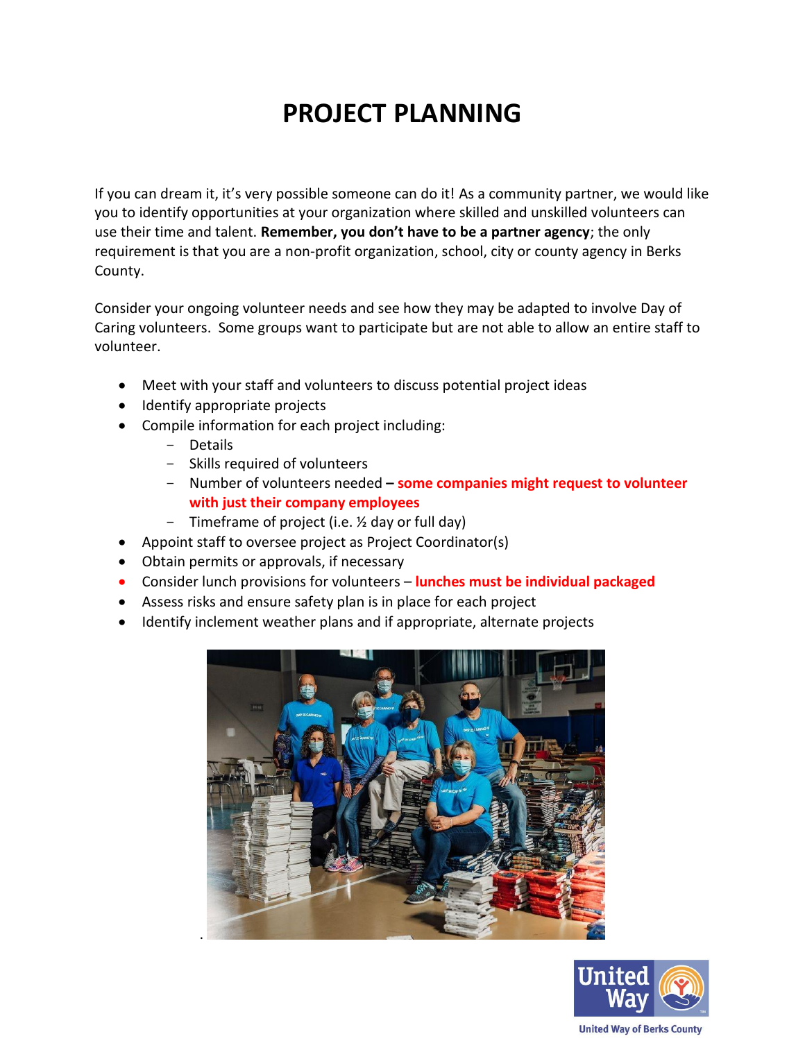# PROJECT PLANNING

If you can dream it, it's very possible someone can do it! As a community partner, we would like you to identify opportunities at your organization where skilled and unskilled volunteers can use their time and talent. **Remember, you don't have to be a partner agency**; the only requirement is that you are a non-profit organization, school, city or county agency in Berks County.

Consider your ongoing volunteer needs and see how they may be adapted to involve Day of Caring volunteers. Some groups want to participate but are not able to allow an entire staff to volunteer.

- Meet with your staff and volunteers to discuss potential project ideas
- Identify appropriate projects
- Compile information for each project including:
  - Details
  - Skills required of volunteers
  - Number of volunteers needed **– some companies might request to volunteer with just their company employees**
  - Timeframe of project (i.e. ½ day or full day)
- Appoint staff to oversee project as Project Coordinator(s)
- Obtain permits or approvals, if necessary
- Consider lunch provisions for volunteers – **lunches must be individual packaged**
- Assess risks and ensure safety plan is in place for each project
- Identify inclement weather plans and if appropriate, alternate projects

United Way of Berks County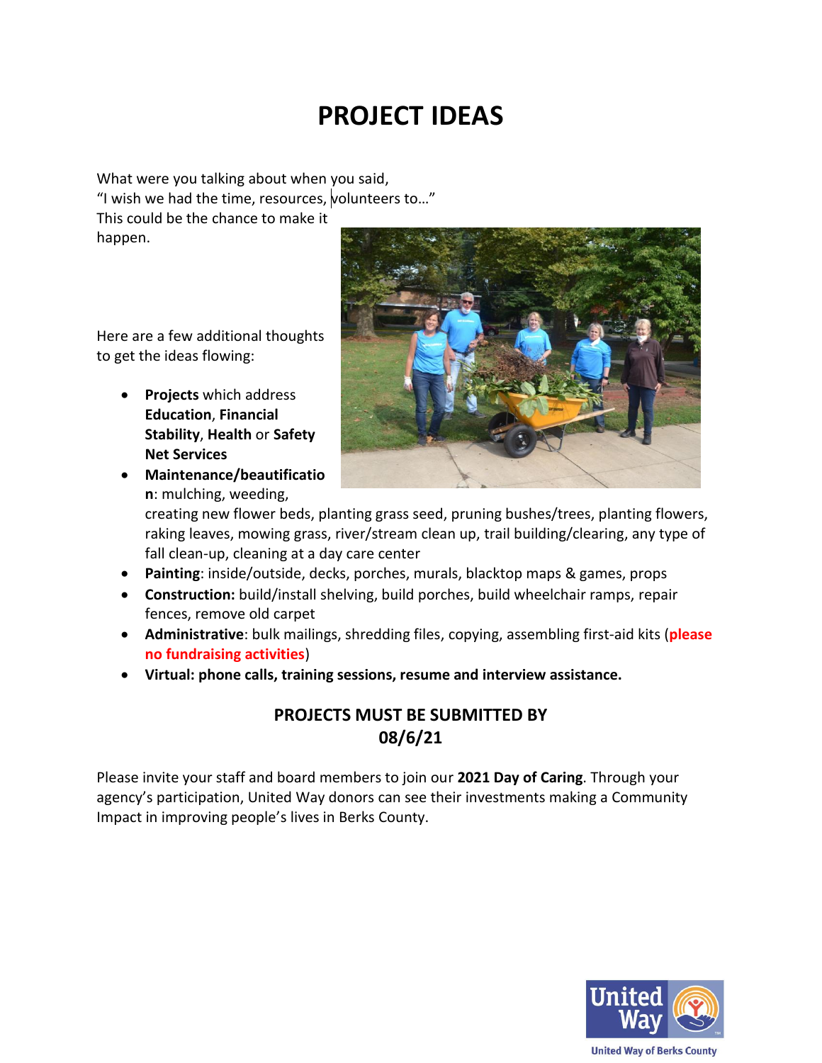# PROJECT IDEAS

What were you talking about when you said,
"I wish we had the time, resources, volunteers to…"
This could be the chance to make it happen.

Here are a few additional thoughts to get the ideas flowing:

- **Projects** which address **Education**, **Financial Stability**, **Health** or **Safety Net Services**
- **Maintenance/beautification**: mulching, weeding, creating new flower beds, planting grass seed, pruning bushes/trees, planting flowers, raking leaves, mowing grass, river/stream clean up, trail building/clearing, any type of fall clean-up, cleaning at a day care center
- **Painting**: inside/outside, decks, porches, murals, blacktop maps & games, props
- **Construction:** build/install shelving, build porches, build wheelchair ramps, repair fences, remove old carpet
- **Administrative**: bulk mailings, shredding files, copying, assembling first-aid kits (**please no fundraising activities**)
- **Virtual: phone calls, training sessions, resume and interview assistance.**

**PROJECTS MUST BE SUBMITTED BY 08/6/21**

Please invite your staff and board members to join our **2021 Day of Caring**. Through your agency's participation, United Way donors can see their investments making a Community Impact in improving people's lives in Berks County.

United Way of Berks County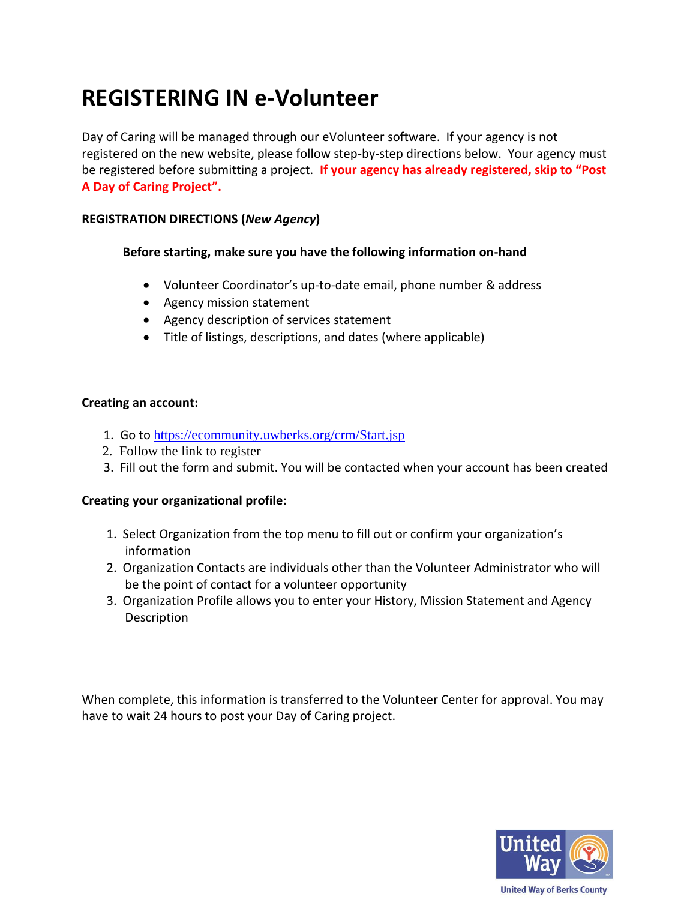# REGISTERING IN e-Volunteer

Day of Caring will be managed through our eVolunteer software. If your agency is not registered on the new website, please follow step-by-step directions below. Your agency must be registered before submitting a project. **If your agency has already registered, skip to "Post A Day of Caring Project".**

**REGISTRATION DIRECTIONS (*New Agency*)**

**Before starting, make sure you have the following information on-hand**

- Volunteer Coordinator's up-to-date email, phone number & address
- Agency mission statement
- Agency description of services statement
- Title of listings, descriptions, and dates (where applicable)

**Creating an account:**

1. Go to https://ecommunity.uwberks.org/crm/Start.jsp
2. Follow the link to register
3. Fill out the form and submit. You will be contacted when your account has been created

**Creating your organizational profile:**

1. Select Organization from the top menu to fill out or confirm your organization's information
2. Organization Contacts are individuals other than the Volunteer Administrator who will be the point of contact for a volunteer opportunity
3. Organization Profile allows you to enter your History, Mission Statement and Agency Description

When complete, this information is transferred to the Volunteer Center for approval. You may have to wait 24 hours to post your Day of Caring project.

United Way of Berks County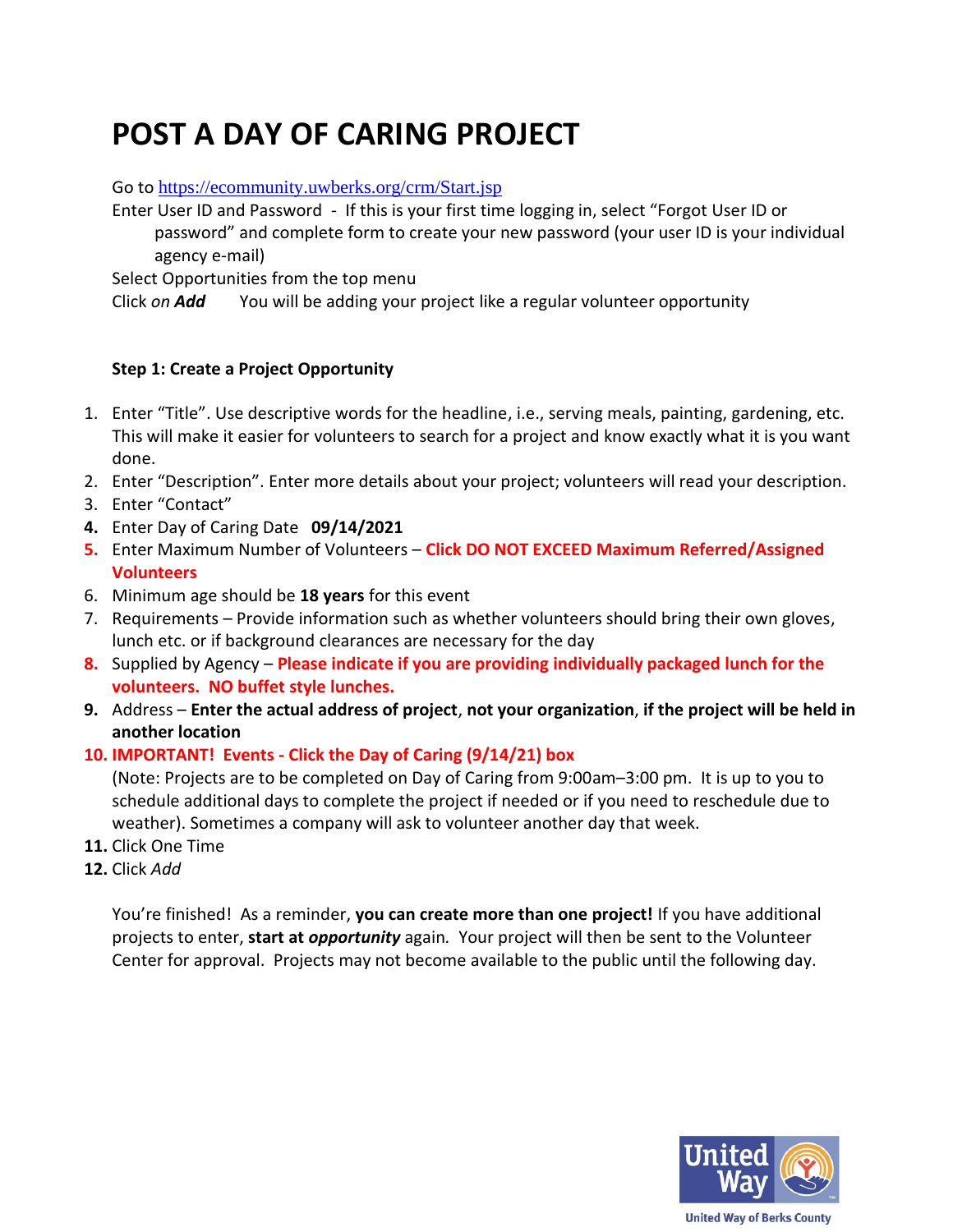# POST A DAY OF CARING PROJECT

Go to https://ecommunity.uwberks.org/crm/Start.jsp

Enter User ID and Password - If this is your first time logging in, select "Forgot User ID or password" and complete form to create your new password (your user ID is your individual agency e-mail)

Select Opportunities from the top menu

Click *on **Add*** You will be adding your project like a regular volunteer opportunity

**Step 1: Create a Project Opportunity**

1. Enter "Title". Use descriptive words for the headline, i.e., serving meals, painting, gardening, etc. This will make it easier for volunteers to search for a project and know exactly what it is you want done.
2. Enter "Description". Enter more details about your project; volunteers will read your description.
3. Enter "Contact"
4. Enter Day of Caring Date **09/14/2021**
5. Enter Maximum Number of Volunteers – **Click DO NOT EXCEED Maximum Referred/Assigned Volunteers**
6. Minimum age should be **18 years** for this event
7. Requirements – Provide information such as whether volunteers should bring their own gloves, lunch etc. or if background clearances are necessary for the day
8. Supplied by Agency – **Please indicate if you are providing individually packaged lunch for the volunteers. NO buffet style lunches.**
9. Address – **Enter the actual address of project**, **not your organization**, **if the project will be held in another location**
10. **IMPORTANT! Events - Click the Day of Caring (9/14/21) box**
    (Note: Projects are to be completed on Day of Caring from 9:00am–3:00 pm. It is up to you to schedule additional days to complete the project if needed or if you need to reschedule due to weather). Sometimes a company will ask to volunteer another day that week.
11. Click One Time
12. Click *Add*

You're finished! As a reminder, **you can create more than one project!** If you have additional projects to enter, **start at *opportunity*** again*.* Your project will then be sent to the Volunteer Center for approval. Projects may not become available to the public until the following day.

United Way of Berks County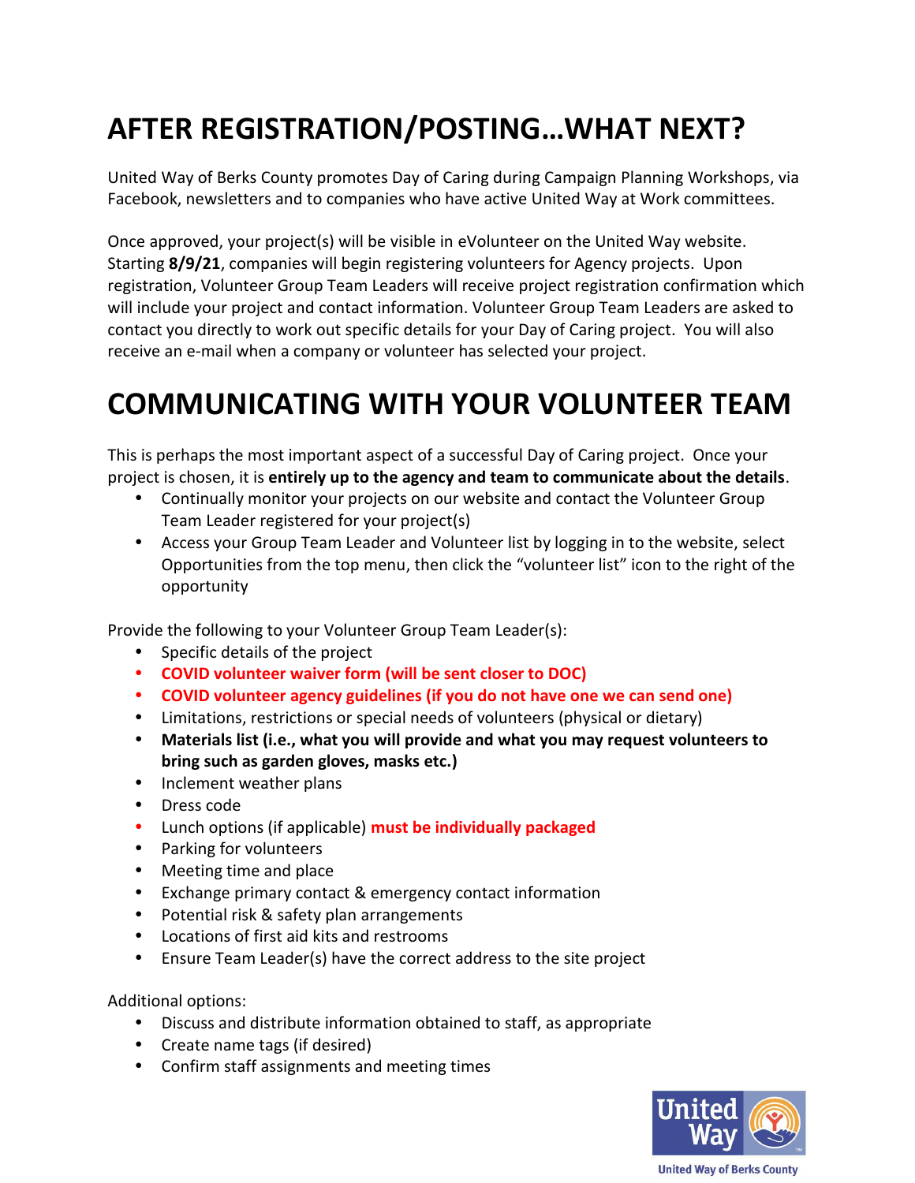# AFTER REGISTRATION/POSTING…WHAT NEXT?

United Way of Berks County promotes Day of Caring during Campaign Planning Workshops, via Facebook, newsletters and to companies who have active United Way at Work committees.

Once approved, your project(s) will be visible in eVolunteer on the United Way website. Starting **8/9/21**, companies will begin registering volunteers for Agency projects. Upon registration, Volunteer Group Team Leaders will receive project registration confirmation which will include your project and contact information. Volunteer Group Team Leaders are asked to contact you directly to work out specific details for your Day of Caring project. You will also receive an e-mail when a company or volunteer has selected your project.

# COMMUNICATING WITH YOUR VOLUNTEER TEAM

This is perhaps the most important aspect of a successful Day of Caring project. Once your project is chosen, it is **entirely up to the agency and team to communicate about the details**.

- Continually monitor your projects on our website and contact the Volunteer Group Team Leader registered for your project(s)
- Access your Group Team Leader and Volunteer list by logging in to the website, select Opportunities from the top menu, then click the "volunteer list" icon to the right of the opportunity

Provide the following to your Volunteer Group Team Leader(s):

- Specific details of the project
- **COVID volunteer waiver form (will be sent closer to DOC)**
- **COVID volunteer agency guidelines (if you do not have one we can send one)**
- Limitations, restrictions or special needs of volunteers (physical or dietary)
- **Materials list (i.e., what you will provide and what you may request volunteers to bring such as garden gloves, masks etc.)**
- Inclement weather plans
- Dress code
- Lunch options (if applicable) **must be individually packaged**
- Parking for volunteers
- Meeting time and place
- Exchange primary contact & emergency contact information
- Potential risk & safety plan arrangements
- Locations of first aid kits and restrooms
- Ensure Team Leader(s) have the correct address to the site project

Additional options:

- Discuss and distribute information obtained to staff, as appropriate
- Create name tags (if desired)
- Confirm staff assignments and meeting times

United Way of Berks County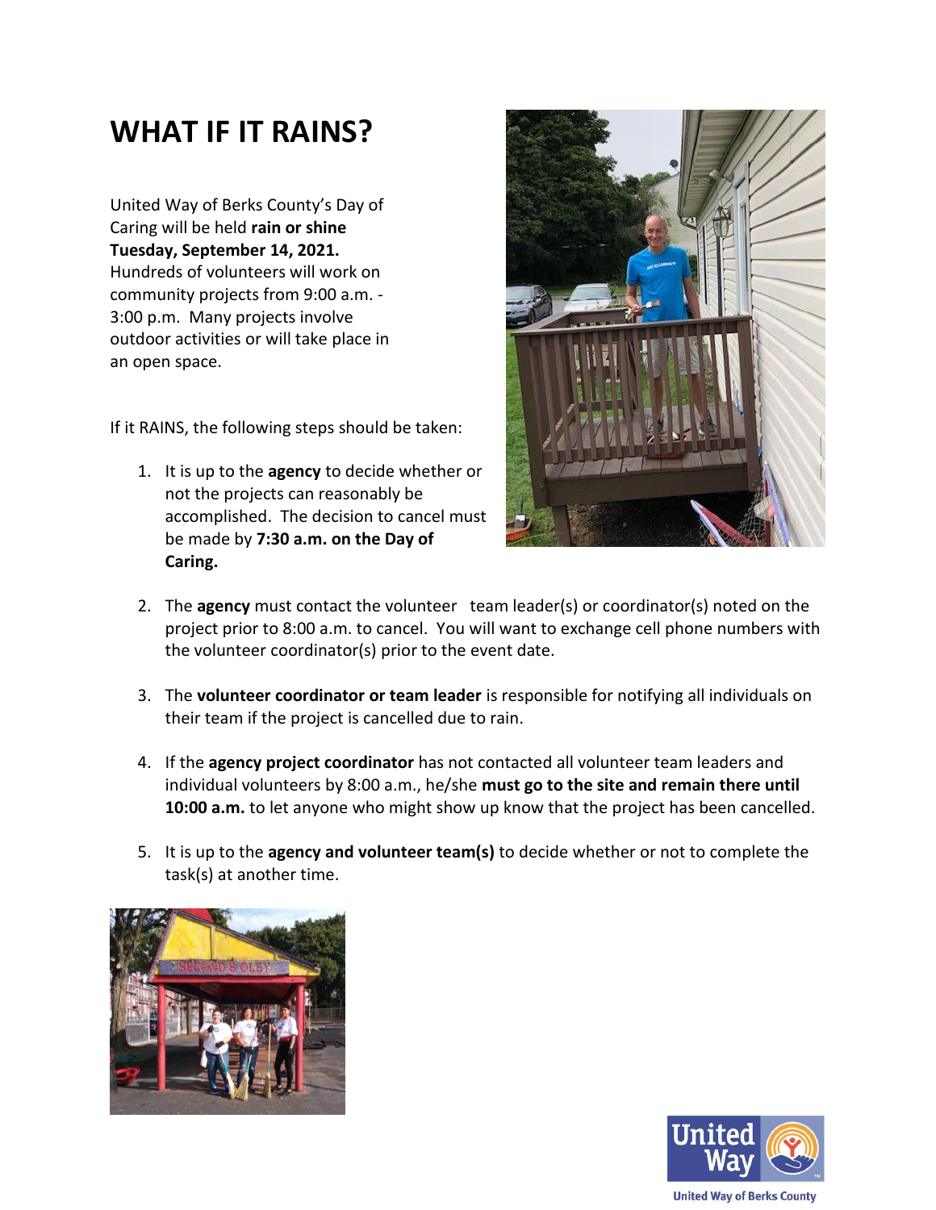# WHAT IF IT RAINS?

United Way of Berks County's Day of Caring will be held **rain or shine Tuesday, September 14, 2021.** Hundreds of volunteers will work on community projects from 9:00 a.m. - 3:00 p.m. Many projects involve outdoor activities or will take place in an open space.

If it RAINS, the following steps should be taken:

1. It is up to the **agency** to decide whether or not the projects can reasonably be accomplished. The decision to cancel must be made by **7:30 a.m. on the Day of Caring.**

2. The **agency** must contact the volunteer team leader(s) or coordinator(s) noted on the project prior to 8:00 a.m. to cancel. You will want to exchange cell phone numbers with the volunteer coordinator(s) prior to the event date.

3. The **volunteer coordinator or team leader** is responsible for notifying all individuals on their team if the project is cancelled due to rain.

4. If the **agency project coordinator** has not contacted all volunteer team leaders and individual volunteers by 8:00 a.m., he/she **must go to the site and remain there until 10:00 a.m.** to let anyone who might show up know that the project has been cancelled.

5. It is up to the **agency and volunteer team(s)** to decide whether or not to complete the task(s) at another time.

United Way of Berks County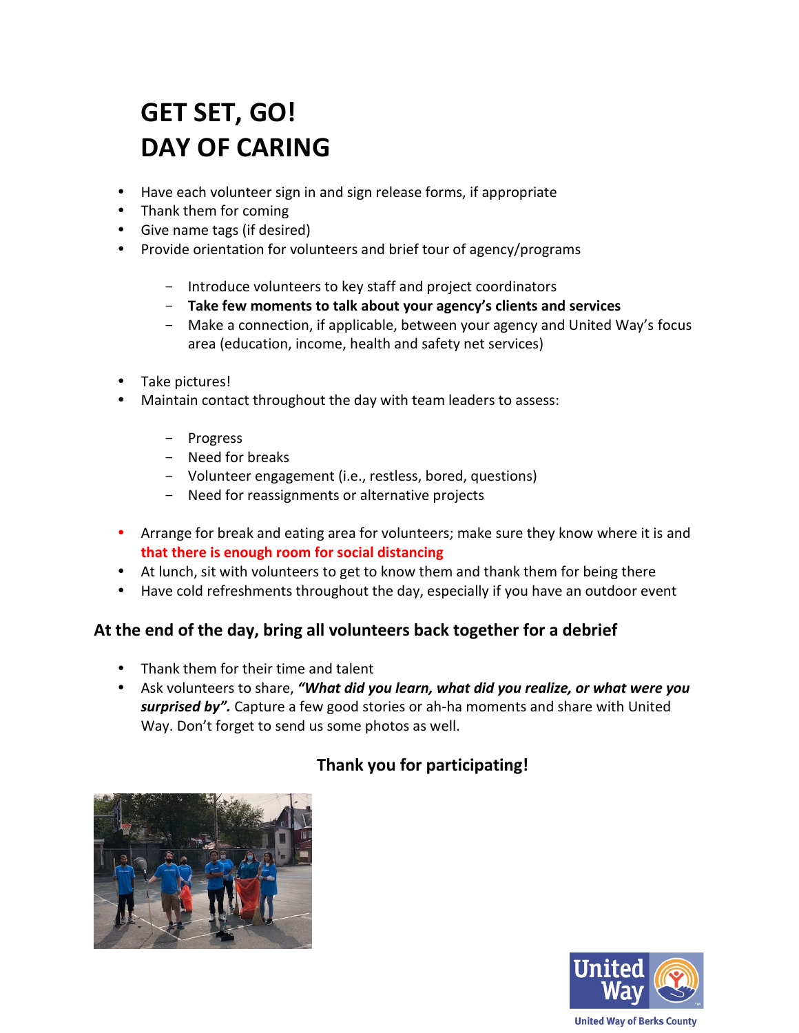# GET SET, GO!
# DAY OF CARING

- Have each volunteer sign in and sign release forms, if appropriate
- Thank them for coming
- Give name tags (if desired)
- Provide orientation for volunteers and brief tour of agency/programs
  - Introduce volunteers to key staff and project coordinators
  - **Take few moments to talk about your agency's clients and services**
  - Make a connection, if applicable, between your agency and United Way's focus area (education, income, health and safety net services)
- Take pictures!
- Maintain contact throughout the day with team leaders to assess:
  - Progress
  - Need for breaks
  - Volunteer engagement (i.e., restless, bored, questions)
  - Need for reassignments or alternative projects
- Arrange for break and eating area for volunteers; make sure they know where it is and **that there is enough room for social distancing**
- At lunch, sit with volunteers to get to know them and thank them for being there
- Have cold refreshments throughout the day, especially if you have an outdoor event

## At the end of the day, bring all volunteers back together for a debrief

- Thank them for their time and talent
- Ask volunteers to share, ***"What did you learn, what did you realize, or what were you surprised by".*** Capture a few good stories or ah-ha moments and share with United Way. Don't forget to send us some photos as well.

**Thank you for participating!**

United Way

United Way of Berks County